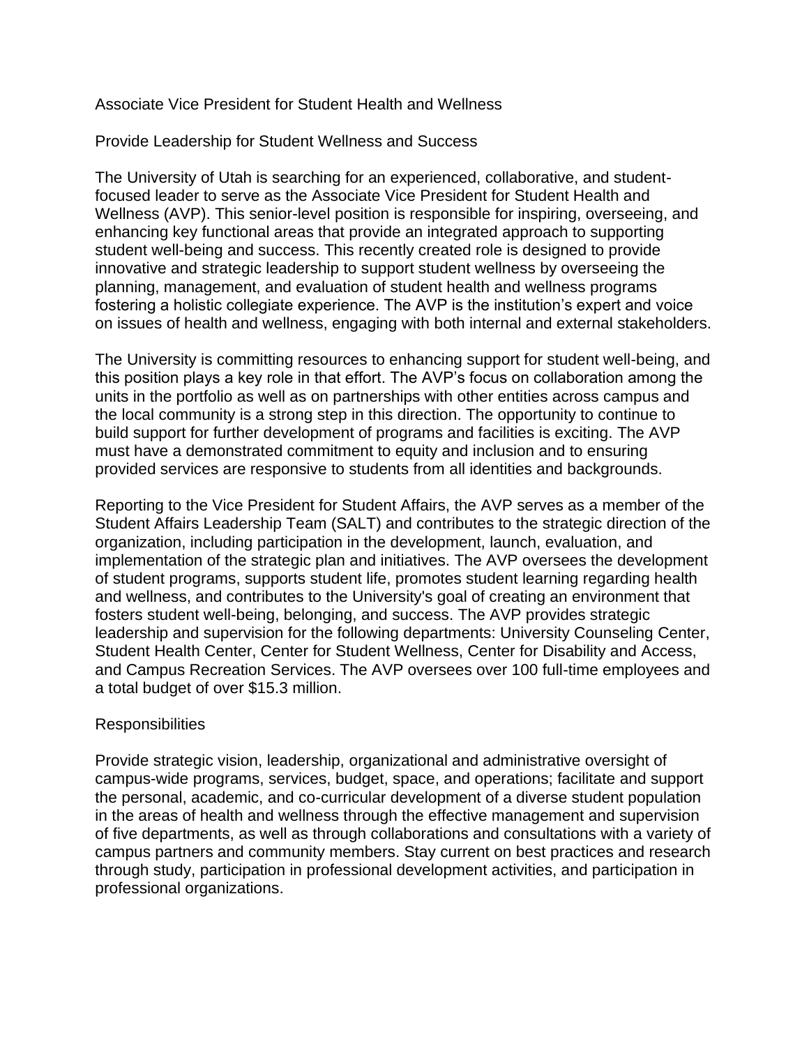# Associate Vice President for Student Health and Wellness

## Provide Leadership for Student Wellness and Success

The University of Utah is searching for an experienced, collaborative, and student-focused leader to serve as the Associate Vice President for Student Health and Wellness (AVP). This senior-level position is responsible for inspiring, overseeing, and enhancing key functional areas that provide an integrated approach to supporting student well-being and success. This recently created role is designed to provide innovative and strategic leadership to support student wellness by overseeing the planning, management, and evaluation of student health and wellness programs fostering a holistic collegiate experience. The AVP is the institution's expert and voice on issues of health and wellness, engaging with both internal and external stakeholders.

The University is committing resources to enhancing support for student well-being, and this position plays a key role in that effort. The AVP's focus on collaboration among the units in the portfolio as well as on partnerships with other entities across campus and the local community is a strong step in this direction. The opportunity to continue to build support for further development of programs and facilities is exciting. The AVP must have a demonstrated commitment to equity and inclusion and to ensuring provided services are responsive to students from all identities and backgrounds.

Reporting to the Vice President for Student Affairs, the AVP serves as a member of the Student Affairs Leadership Team (SALT) and contributes to the strategic direction of the organization, including participation in the development, launch, evaluation, and implementation of the strategic plan and initiatives. The AVP oversees the development of student programs, supports student life, promotes student learning regarding health and wellness, and contributes to the University's goal of creating an environment that fosters student well-being, belonging, and success. The AVP provides strategic leadership and supervision for the following departments: University Counseling Center, Student Health Center, Center for Student Wellness, Center for Disability and Access, and Campus Recreation Services. The AVP oversees over 100 full-time employees and a total budget of over $15.3 million.

## Responsibilities

Provide strategic vision, leadership, organizational and administrative oversight of campus-wide programs, services, budget, space, and operations; facilitate and support the personal, academic, and co-curricular development of a diverse student population in the areas of health and wellness through the effective management and supervision of five departments, as well as through collaborations and consultations with a variety of campus partners and community members. Stay current on best practices and research through study, participation in professional development activities, and participation in professional organizations.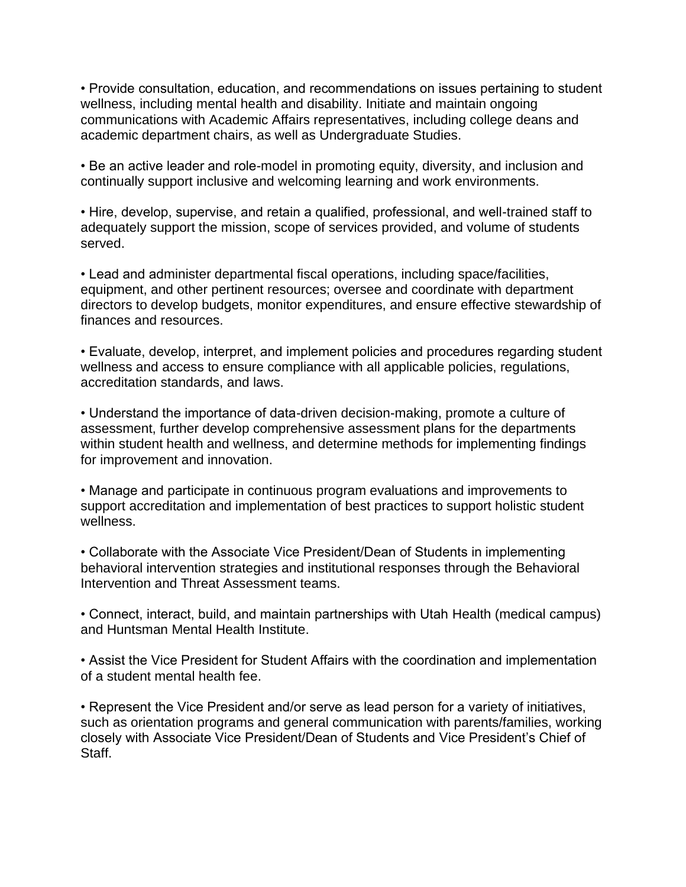- Provide consultation, education, and recommendations on issues pertaining to student wellness, including mental health and disability. Initiate and maintain ongoing communications with Academic Affairs representatives, including college deans and academic department chairs, as well as Undergraduate Studies.

- Be an active leader and role-model in promoting equity, diversity, and inclusion and continually support inclusive and welcoming learning and work environments.

- Hire, develop, supervise, and retain a qualified, professional, and well-trained staff to adequately support the mission, scope of services provided, and volume of students served.

- Lead and administer departmental fiscal operations, including space/facilities, equipment, and other pertinent resources; oversee and coordinate with department directors to develop budgets, monitor expenditures, and ensure effective stewardship of finances and resources.

- Evaluate, develop, interpret, and implement policies and procedures regarding student wellness and access to ensure compliance with all applicable policies, regulations, accreditation standards, and laws.

- Understand the importance of data-driven decision-making, promote a culture of assessment, further develop comprehensive assessment plans for the departments within student health and wellness, and determine methods for implementing findings for improvement and innovation.

- Manage and participate in continuous program evaluations and improvements to support accreditation and implementation of best practices to support holistic student wellness.

- Collaborate with the Associate Vice President/Dean of Students in implementing behavioral intervention strategies and institutional responses through the Behavioral Intervention and Threat Assessment teams.

- Connect, interact, build, and maintain partnerships with Utah Health (medical campus) and Huntsman Mental Health Institute.

- Assist the Vice President for Student Affairs with the coordination and implementation of a student mental health fee.

- Represent the Vice President and/or serve as lead person for a variety of initiatives, such as orientation programs and general communication with parents/families, working closely with Associate Vice President/Dean of Students and Vice President's Chief of Staff.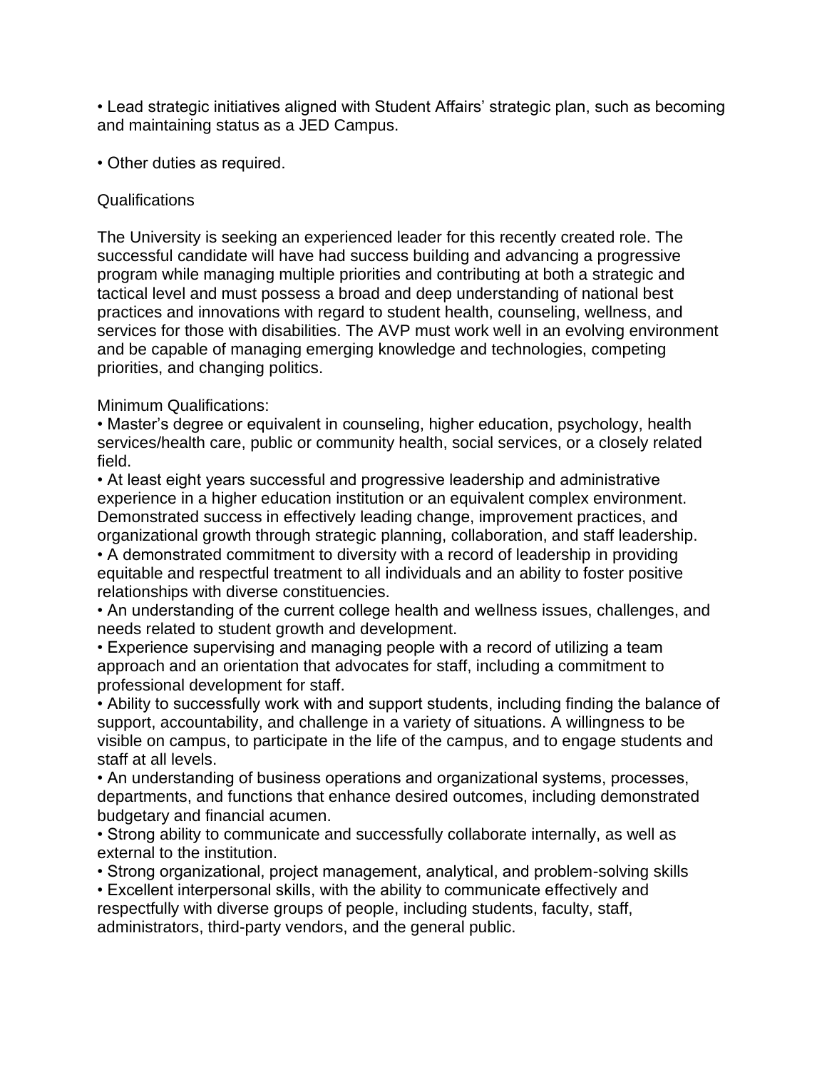- Lead strategic initiatives aligned with Student Affairs' strategic plan, such as becoming and maintaining status as a JED Campus.

- Other duties as required.

Qualifications

The University is seeking an experienced leader for this recently created role. The successful candidate will have had success building and advancing a progressive program while managing multiple priorities and contributing at both a strategic and tactical level and must possess a broad and deep understanding of national best practices and innovations with regard to student health, counseling, wellness, and services for those with disabilities. The AVP must work well in an evolving environment and be capable of managing emerging knowledge and technologies, competing priorities, and changing politics.

Minimum Qualifications:

- Master's degree or equivalent in counseling, higher education, psychology, health services/health care, public or community health, social services, or a closely related field.
- At least eight years successful and progressive leadership and administrative experience in a higher education institution or an equivalent complex environment. Demonstrated success in effectively leading change, improvement practices, and organizational growth through strategic planning, collaboration, and staff leadership.
- A demonstrated commitment to diversity with a record of leadership in providing equitable and respectful treatment to all individuals and an ability to foster positive relationships with diverse constituencies.
- An understanding of the current college health and wellness issues, challenges, and needs related to student growth and development.
- Experience supervising and managing people with a record of utilizing a team approach and an orientation that advocates for staff, including a commitment to professional development for staff.
- Ability to successfully work with and support students, including finding the balance of support, accountability, and challenge in a variety of situations. A willingness to be visible on campus, to participate in the life of the campus, and to engage students and staff at all levels.
- An understanding of business operations and organizational systems, processes, departments, and functions that enhance desired outcomes, including demonstrated budgetary and financial acumen.
- Strong ability to communicate and successfully collaborate internally, as well as external to the institution.
- Strong organizational, project management, analytical, and problem-solving skills
- Excellent interpersonal skills, with the ability to communicate effectively and respectfully with diverse groups of people, including students, faculty, staff, administrators, third-party vendors, and the general public.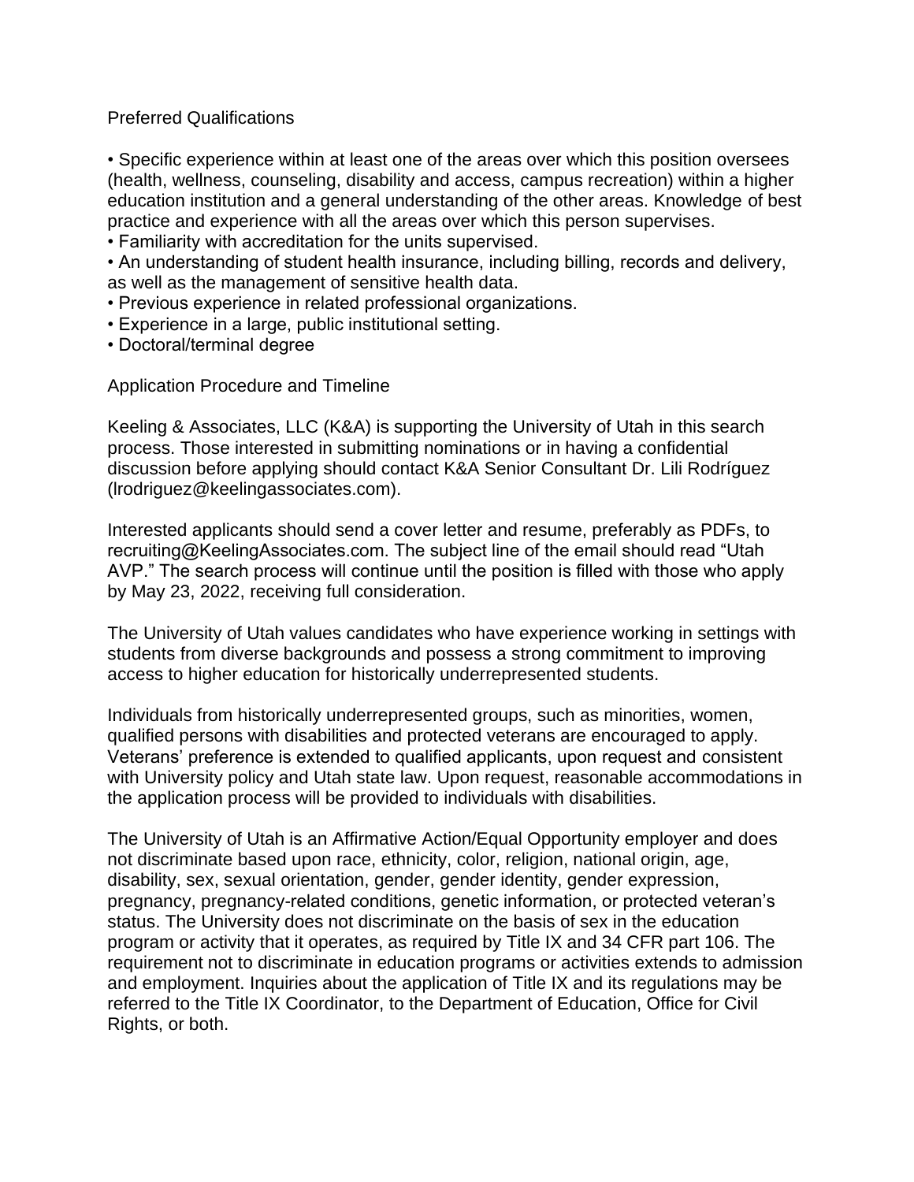## Preferred Qualifications

- Specific experience within at least one of the areas over which this position oversees (health, wellness, counseling, disability and access, campus recreation) within a higher education institution and a general understanding of the other areas. Knowledge of best practice and experience with all the areas over which this person supervises.
- Familiarity with accreditation for the units supervised.
- An understanding of student health insurance, including billing, records and delivery, as well as the management of sensitive health data.
- Previous experience in related professional organizations.
- Experience in a large, public institutional setting.
- Doctoral/terminal degree

## Application Procedure and Timeline

Keeling & Associates, LLC (K&A) is supporting the University of Utah in this search process. Those interested in submitting nominations or in having a confidential discussion before applying should contact K&A Senior Consultant Dr. Lili Rodríguez (lrodriguez@keelingassociates.com).

Interested applicants should send a cover letter and resume, preferably as PDFs, to recruiting@KeelingAssociates.com. The subject line of the email should read "Utah AVP." The search process will continue until the position is filled with those who apply by May 23, 2022, receiving full consideration.

The University of Utah values candidates who have experience working in settings with students from diverse backgrounds and possess a strong commitment to improving access to higher education for historically underrepresented students.

Individuals from historically underrepresented groups, such as minorities, women, qualified persons with disabilities and protected veterans are encouraged to apply. Veterans' preference is extended to qualified applicants, upon request and consistent with University policy and Utah state law. Upon request, reasonable accommodations in the application process will be provided to individuals with disabilities.

The University of Utah is an Affirmative Action/Equal Opportunity employer and does not discriminate based upon race, ethnicity, color, religion, national origin, age, disability, sex, sexual orientation, gender, gender identity, gender expression, pregnancy, pregnancy-related conditions, genetic information, or protected veteran's status. The University does not discriminate on the basis of sex in the education program or activity that it operates, as required by Title IX and 34 CFR part 106. The requirement not to discriminate in education programs or activities extends to admission and employment. Inquiries about the application of Title IX and its regulations may be referred to the Title IX Coordinator, to the Department of Education, Office for Civil Rights, or both.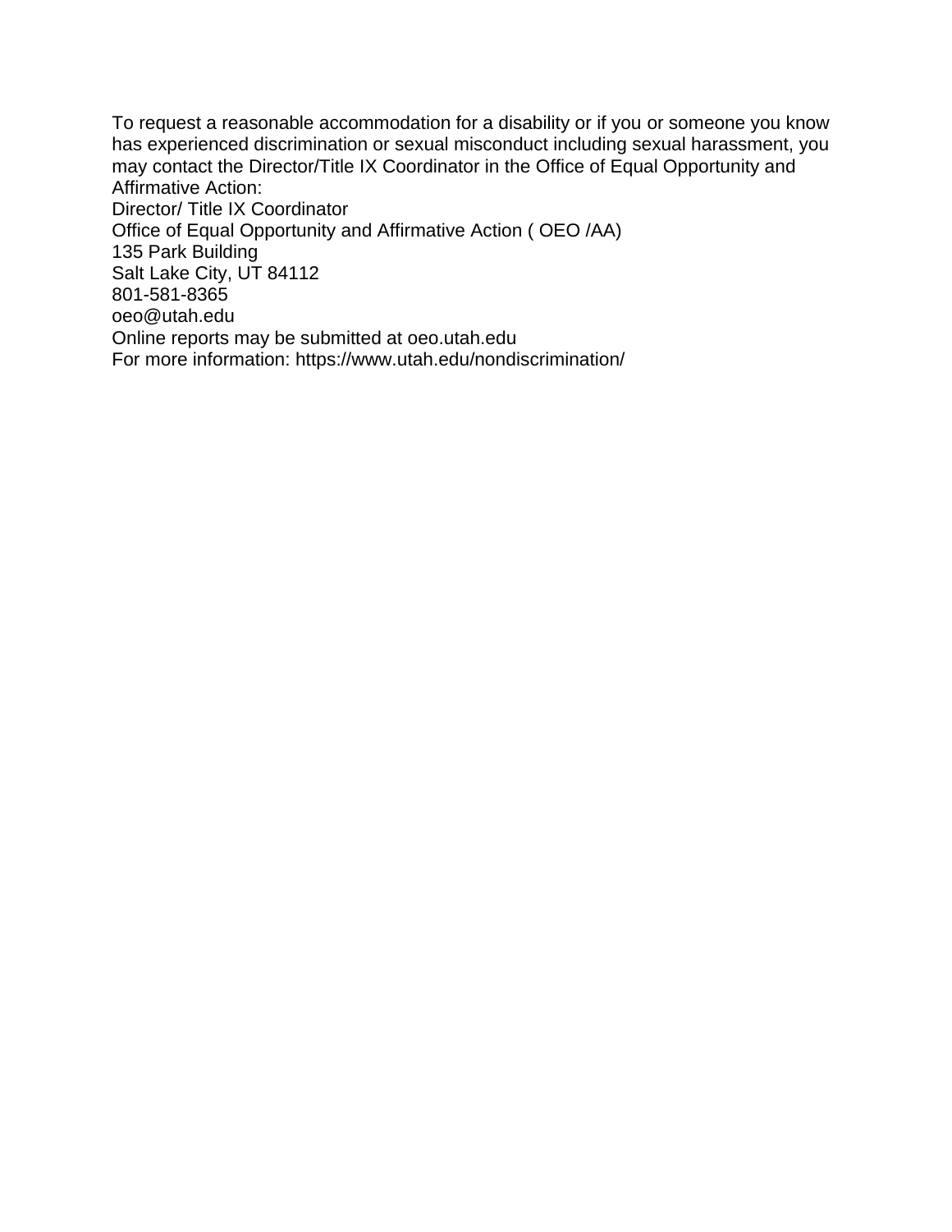To request a reasonable accommodation for a disability or if you or someone you know has experienced discrimination or sexual misconduct including sexual harassment, you may contact the Director/Title IX Coordinator in the Office of Equal Opportunity and Affirmative Action:

Director/ Title IX Coordinator  
Office of Equal Opportunity and Affirmative Action ( OEO /AA)  
135 Park Building  
Salt Lake City, UT 84112  
801-581-8365  
oeo@utah.edu  
Online reports may be submitted at oeo.utah.edu  
For more information: https://www.utah.edu/nondiscrimination/